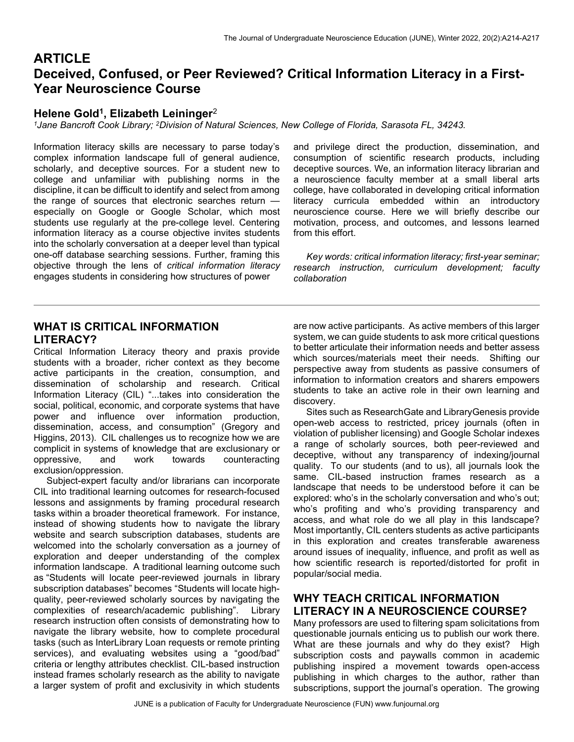# ARTICLE

# Deceived, Confused, or Peer Reviewed? Critical Information Literacy in a First-Year Neuroscience Course

### Helene Gold[1], Elizabeth Leininger[2]

*[1]Jane Bancroft Cook Library; [2]Division of Natural Sciences, New College of Florida, Sarasota FL, 34243.*

Information literacy skills are necessary to parse today's complex information landscape full of general audience, scholarly, and deceptive sources. For a student new to college and unfamiliar with publishing norms in the discipline, it can be difficult to identify and select from among the range of sources that electronic searches return — especially on Google or Google Scholar, which most students use regularly at the pre-college level. Centering information literacy as a course objective invites students into the scholarly conversation at a deeper level than typical one-off database searching sessions. Further, framing this objective through the lens of *critical information literacy* engages students in considering how structures of power and privilege direct the production, dissemination, and consumption of scientific research products, including deceptive sources. We, an information literacy librarian and a neuroscience faculty member at a small liberal arts college, have collaborated in developing critical information literacy curricula embedded within an introductory neuroscience course. Here we will briefly describe our motivation, process, and outcomes, and lessons learned from this effort.

*Key words: critical information literacy; first-year seminar; research instruction, curriculum development; faculty collaboration*

## WHAT IS CRITICAL INFORMATION LITERACY?

Critical Information Literacy theory and praxis provide students with a broader, richer context as they become active participants in the creation, consumption, and dissemination of scholarship and research. Critical Information Literacy (CIL) "...takes into consideration the social, political, economic, and corporate systems that have power and influence over information production, dissemination, access, and consumption" (Gregory and Higgins, 2013). CIL challenges us to recognize how we are complicit in systems of knowledge that are exclusionary or oppressive, and work towards counteracting exclusion/oppression.

Subject-expert faculty and/or librarians can incorporate CIL into traditional learning outcomes for research-focused lessons and assignments by framing procedural research tasks within a broader theoretical framework. For instance, instead of showing students how to navigate the library website and search subscription databases, students are welcomed into the scholarly conversation as a journey of exploration and deeper understanding of the complex information landscape. A traditional learning outcome such as "Students will locate peer-reviewed journals in library subscription databases" becomes "Students will locate high-quality, peer-reviewed scholarly sources by navigating the complexities of research/academic publishing". Library research instruction often consists of demonstrating how to navigate the library website, how to complete procedural tasks (such as InterLibrary Loan requests or remote printing services), and evaluating websites using a "good/bad" criteria or lengthy attributes checklist. CIL-based instruction instead frames scholarly research as the ability to navigate a larger system of profit and exclusivity in which students are now active participants. As active members of this larger system, we can guide students to ask more critical questions to better articulate their information needs and better assess which sources/materials meet their needs. Shifting our perspective away from students as passive consumers of information to information creators and sharers empowers students to take an active role in their own learning and discovery.

Sites such as ResearchGate and LibraryGenesis provide open-web access to restricted, pricey journals (often in violation of publisher licensing) and Google Scholar indexes a range of scholarly sources, both peer-reviewed and deceptive, without any transparency of indexing/journal quality. To our students (and to us), all journals look the same. CIL-based instruction frames research as a landscape that needs to be understood before it can be explored: who's in the scholarly conversation and who's out; who's profiting and who's providing transparency and access, and what role do we all play in this landscape? Most importantly, CIL centers students as active participants in this exploration and creates transferable awareness around issues of inequality, influence, and profit as well as how scientific research is reported/distorted for profit in popular/social media.

## WHY TEACH CRITICAL INFORMATION LITERACY IN A NEUROSCIENCE COURSE?

Many professors are used to filtering spam solicitations from questionable journals enticing us to publish our work there. What are these journals and why do they exist? High subscription costs and paywalls common in academic publishing inspired a movement towards open-access publishing in which charges to the author, rather than subscriptions, support the journal's operation. The growing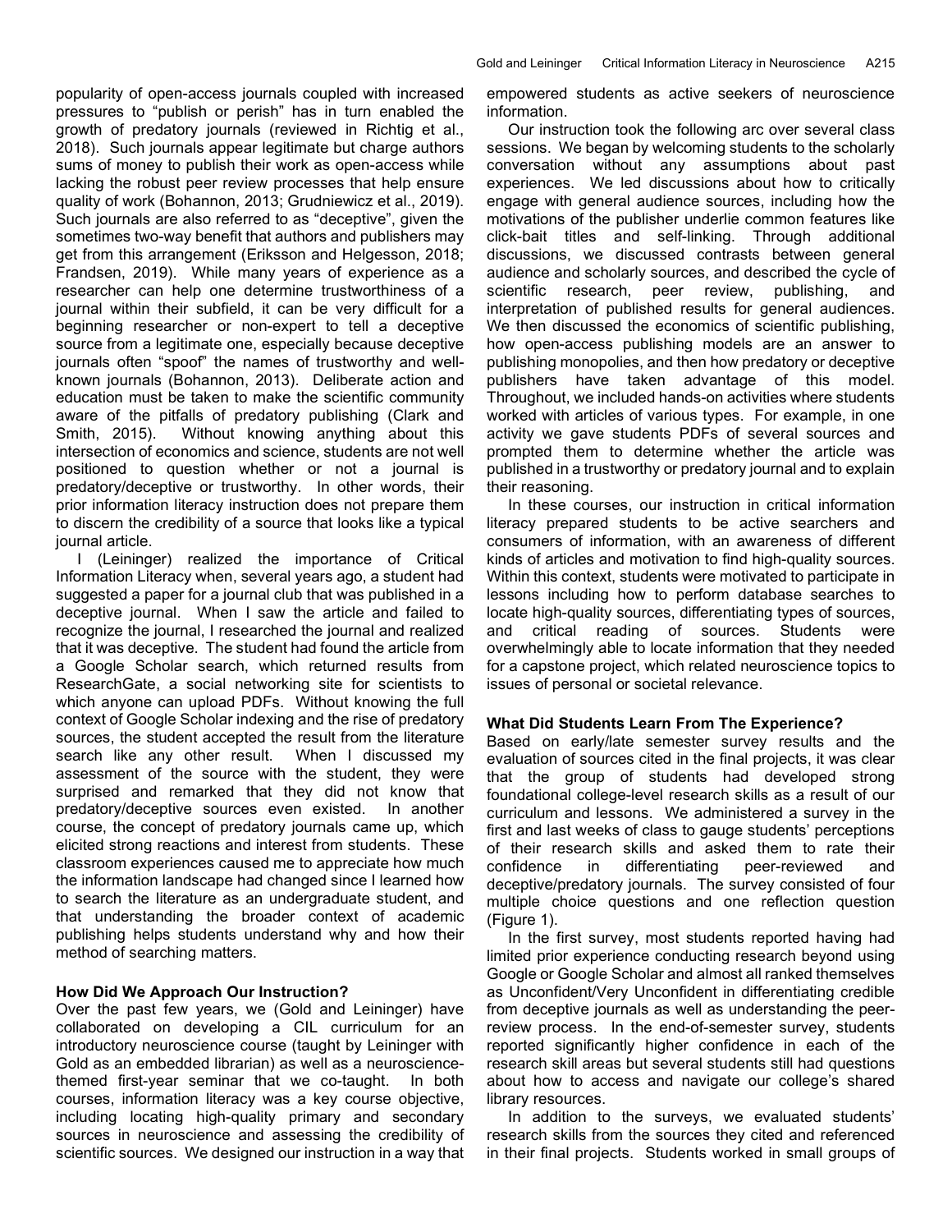popularity of open-access journals coupled with increased pressures to "publish or perish" has in turn enabled the growth of predatory journals (reviewed in Richtig et al., 2018). Such journals appear legitimate but charge authors sums of money to publish their work as open-access while lacking the robust peer review processes that help ensure quality of work (Bohannon, 2013; Grudniewicz et al., 2019). Such journals are also referred to as "deceptive", given the sometimes two-way benefit that authors and publishers may get from this arrangement (Eriksson and Helgesson, 2018; Frandsen, 2019). While many years of experience as a researcher can help one determine trustworthiness of a journal within their subfield, it can be very difficult for a beginning researcher or non-expert to tell a deceptive source from a legitimate one, especially because deceptive journals often "spoof" the names of trustworthy and well-known journals (Bohannon, 2013). Deliberate action and education must be taken to make the scientific community aware of the pitfalls of predatory publishing (Clark and Smith, 2015). Without knowing anything about this intersection of economics and science, students are not well positioned to question whether or not a journal is predatory/deceptive or trustworthy. In other words, their prior information literacy instruction does not prepare them to discern the credibility of a source that looks like a typical journal article.

I (Leininger) realized the importance of Critical Information Literacy when, several years ago, a student had suggested a paper for a journal club that was published in a deceptive journal. When I saw the article and failed to recognize the journal, I researched the journal and realized that it was deceptive. The student had found the article from a Google Scholar search, which returned results from ResearchGate, a social networking site for scientists to which anyone can upload PDFs. Without knowing the full context of Google Scholar indexing and the rise of predatory sources, the student accepted the result from the literature search like any other result. When I discussed my assessment of the source with the student, they were surprised and remarked that they did not know that predatory/deceptive sources even existed. In another course, the concept of predatory journals came up, which elicited strong reactions and interest from students. These classroom experiences caused me to appreciate how much the information landscape had changed since I learned how to search the literature as an undergraduate student, and that understanding the broader context of academic publishing helps students understand why and how their method of searching matters.

### How Did We Approach Our Instruction?

Over the past few years, we (Gold and Leininger) have collaborated on developing a CIL curriculum for an introductory neuroscience course (taught by Leininger with Gold as an embedded librarian) as well as a neuroscience-themed first-year seminar that we co-taught. In both courses, information literacy was a key course objective, including locating high-quality primary and secondary sources in neuroscience and assessing the credibility of scientific sources. We designed our instruction in a way that empowered students as active seekers of neuroscience information.

Our instruction took the following arc over several class sessions. We began by welcoming students to the scholarly conversation without any assumptions about past experiences. We led discussions about how to critically engage with general audience sources, including how the motivations of the publisher underlie common features like click-bait titles and self-linking. Through additional discussions, we discussed contrasts between general audience and scholarly sources, and described the cycle of scientific research, peer review, publishing, and interpretation of published results for general audiences. We then discussed the economics of scientific publishing, how open-access publishing models are an answer to publishing monopolies, and then how predatory or deceptive publishers have taken advantage of this model. Throughout, we included hands-on activities where students worked with articles of various types. For example, in one activity we gave students PDFs of several sources and prompted them to determine whether the article was published in a trustworthy or predatory journal and to explain their reasoning.

In these courses, our instruction in critical information literacy prepared students to be active searchers and consumers of information, with an awareness of different kinds of articles and motivation to find high-quality sources. Within this context, students were motivated to participate in lessons including how to perform database searches to locate high-quality sources, differentiating types of sources, and critical reading of sources. Students were overwhelmingly able to locate information that they needed for a capstone project, which related neuroscience topics to issues of personal or societal relevance.

### What Did Students Learn From The Experience?

Based on early/late semester survey results and the evaluation of sources cited in the final projects, it was clear that the group of students had developed strong foundational college-level research skills as a result of our curriculum and lessons. We administered a survey in the first and last weeks of class to gauge students' perceptions of their research skills and asked them to rate their confidence in differentiating peer-reviewed and deceptive/predatory journals. The survey consisted of four multiple choice questions and one reflection question (Figure 1).

In the first survey, most students reported having had limited prior experience conducting research beyond using Google or Google Scholar and almost all ranked themselves as Unconfident/Very Unconfident in differentiating credible from deceptive journals as well as understanding the peer-review process. In the end-of-semester survey, students reported significantly higher confidence in each of the research skill areas but several students still had questions about how to access and navigate our college's shared library resources.

In addition to the surveys, we evaluated students' research skills from the sources they cited and referenced in their final projects. Students worked in small groups of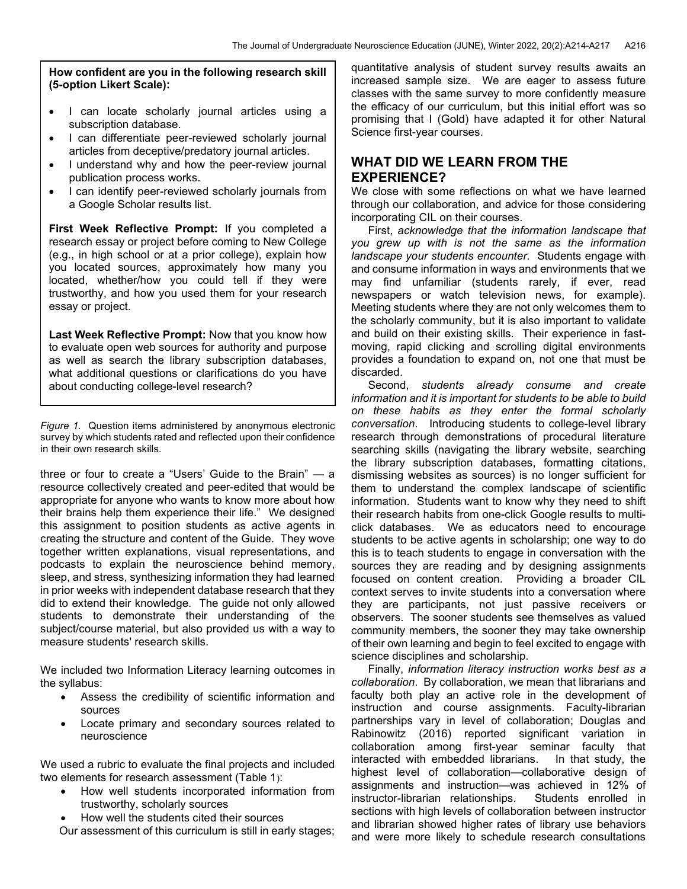**How confident are you in the following research skill (5-option Likert Scale):**

- I can locate scholarly journal articles using a subscription database.
- I can differentiate peer-reviewed scholarly journal articles from deceptive/predatory journal articles.
- I understand why and how the peer-review journal publication process works.
- I can identify peer-reviewed scholarly journals from a Google Scholar results list.

**First Week Reflective Prompt:** If you completed a research essay or project before coming to New College (e.g., in high school or at a prior college), explain how you located sources, approximately how many you located, whether/how you could tell if they were trustworthy, and how you used them for your research essay or project.

**Last Week Reflective Prompt:** Now that you know how to evaluate open web sources for authority and purpose as well as search the library subscription databases, what additional questions or clarifications do you have about conducting college-level research?

*Figure 1.* Question items administered by anonymous electronic survey by which students rated and reflected upon their confidence in their own research skills.

three or four to create a "Users' Guide to the Brain" — a resource collectively created and peer-edited that would be appropriate for anyone who wants to know more about how their brains help them experience their life." We designed this assignment to position students as active agents in creating the structure and content of the Guide. They wove together written explanations, visual representations, and podcasts to explain the neuroscience behind memory, sleep, and stress, synthesizing information they had learned in prior weeks with independent database research that they did to extend their knowledge. The guide not only allowed students to demonstrate their understanding of the subject/course material, but also provided us with a way to measure students' research skills.

We included two Information Literacy learning outcomes in the syllabus:

- Assess the credibility of scientific information and sources
- Locate primary and secondary sources related to neuroscience

We used a rubric to evaluate the final projects and included two elements for research assessment (Table 1):

- How well students incorporated information from trustworthy, scholarly sources
- How well the students cited their sources

Our assessment of this curriculum is still in early stages; quantitative analysis of student survey results awaits an increased sample size. We are eager to assess future classes with the same survey to more confidently measure the efficacy of our curriculum, but this initial effort was so promising that I (Gold) have adapted it for other Natural Science first-year courses.

## WHAT DID WE LEARN FROM THE EXPERIENCE?

We close with some reflections on what we have learned through our collaboration, and advice for those considering incorporating CIL on their courses.

First, *acknowledge that the information landscape that you grew up with is not the same as the information landscape your students encounter*. Students engage with and consume information in ways and environments that we may find unfamiliar (students rarely, if ever, read newspapers or watch television news, for example). Meeting students where they are not only welcomes them to the scholarly community, but it is also important to validate and build on their existing skills. Their experience in fast-moving, rapid clicking and scrolling digital environments provides a foundation to expand on, not one that must be discarded.

Second, *students already consume and create information and it is important for students to be able to build on these habits as they enter the formal scholarly conversation*. Introducing students to college-level library research through demonstrations of procedural literature searching skills (navigating the library website, searching the library subscription databases, formatting citations, dismissing websites as sources) is no longer sufficient for them to understand the complex landscape of scientific information. Students want to know why they need to shift their research habits from one-click Google results to multi-click databases. We as educators need to encourage students to be active agents in scholarship; one way to do this is to teach students to engage in conversation with the sources they are reading and by designing assignments focused on content creation. Providing a broader CIL context serves to invite students into a conversation where they are participants, not just passive receivers or observers. The sooner students see themselves as valued community members, the sooner they may take ownership of their own learning and begin to feel excited to engage with science disciplines and scholarship.

Finally, *information literacy instruction works best as a collaboration*. By collaboration, we mean that librarians and faculty both play an active role in the development of instruction and course assignments. Faculty-librarian partnerships vary in level of collaboration; Douglas and Rabinowitz (2016) reported significant variation in collaboration among first-year seminar faculty that interacted with embedded librarians. In that study, the highest level of collaboration—collaborative design of assignments and instruction—was achieved in 12% of instructor-librarian relationships. Students enrolled in sections with high levels of collaboration between instructor and librarian showed higher rates of library use behaviors and were more likely to schedule research consultations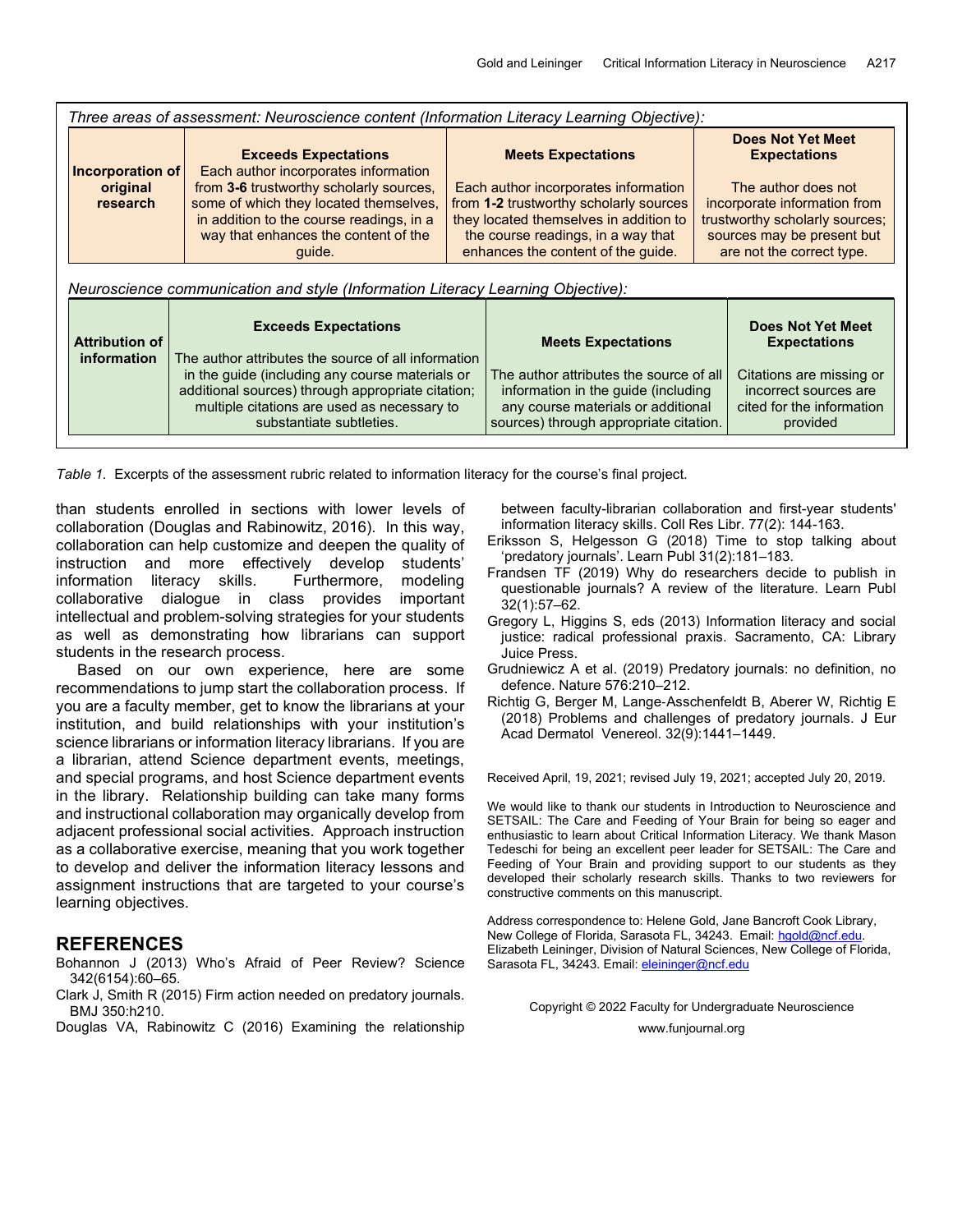*Three areas of assessment: Neuroscience content (Information Literacy Learning Objective):*

| | Exceeds Expectations | Meets Expectations | Does Not Yet Meet Expectations |
|---|---|---|---|
| **Incorporation of original research** | Each author incorporates information from **3-6** trustworthy scholarly sources, some of which they located themselves, in addition to the course readings, in a way that enhances the content of the guide. | Each author incorporates information from **1-2** trustworthy scholarly sources they located themselves in addition to the course readings, in a way that enhances the content of the guide. | The author does not incorporate information from trustworthy scholarly sources; sources may be present but are not the correct type. |

*Neuroscience communication and style (Information Literacy Learning Objective):*

| | Exceeds Expectations | Meets Expectations | Does Not Yet Meet Expectations |
|---|---|---|---|
| **Attribution of information** | The author attributes the source of all information in the guide (including any course materials or additional sources) through appropriate citation; multiple citations are used as necessary to substantiate subtleties. | The author attributes the source of all information in the guide (including any course materials or additional sources) through appropriate citation. | Citations are missing or incorrect sources are cited for the information provided |

*Table 1.* Excerpts of the assessment rubric related to information literacy for the course's final project.

than students enrolled in sections with lower levels of collaboration (Douglas and Rabinowitz, 2016). In this way, collaboration can help customize and deepen the quality of instruction and more effectively develop students' information literacy skills. Furthermore, modeling collaborative dialogue in class provides important intellectual and problem-solving strategies for your students as well as demonstrating how librarians can support students in the research process.

Based on our own experience, here are some recommendations to jump start the collaboration process. If you are a faculty member, get to know the librarians at your institution, and build relationships with your institution's science librarians or information literacy librarians. If you are a librarian, attend Science department events, meetings, and special programs, and host Science department events in the library. Relationship building can take many forms and instructional collaboration may organically develop from adjacent professional social activities. Approach instruction as a collaborative exercise, meaning that you work together to develop and deliver the information literacy lessons and assignment instructions that are targeted to your course's learning objectives.

## REFERENCES

Bohannon J (2013) Who's Afraid of Peer Review? Science 342(6154):60–65.

Clark J, Smith R (2015) Firm action needed on predatory journals. BMJ 350:h210.

Douglas VA, Rabinowitz C (2016) Examining the relationship between faculty-librarian collaboration and first-year students' information literacy skills. Coll Res Libr. 77(2): 144-163.

Eriksson S, Helgesson G (2018) Time to stop talking about 'predatory journals'. Learn Publ 31(2):181–183.

Frandsen TF (2019) Why do researchers decide to publish in questionable journals? A review of the literature. Learn Publ 32(1):57–62.

Gregory L, Higgins S, eds (2013) Information literacy and social justice: radical professional praxis. Sacramento, CA: Library Juice Press.

Grudniewicz A et al. (2019) Predatory journals: no definition, no defence. Nature 576:210–212.

Richtig G, Berger M, Lange-Asschenfeldt B, Aberer W, Richtig E (2018) Problems and challenges of predatory journals. J Eur Acad Dermatol Venereol. 32(9):1441–1449.

Received April, 19, 2021; revised July 19, 2021; accepted July 20, 2019.

We would like to thank our students in Introduction to Neuroscience and SETSAIL: The Care and Feeding of Your Brain for being so eager and enthusiastic to learn about Critical Information Literacy. We thank Mason Tedeschi for being an excellent peer leader for SETSAIL: The Care and Feeding of Your Brain and providing support to our students as they developed their scholarly research skills. Thanks to two reviewers for constructive comments on this manuscript.

Address correspondence to: Helene Gold, Jane Bancroft Cook Library, New College of Florida, Sarasota FL, 34243. Email: hgold@ncf.edu. Elizabeth Leininger, Division of Natural Sciences, New College of Florida, Sarasota FL, 34243. Email: eleininger@ncf.edu

Copyright © 2022 Faculty for Undergraduate Neuroscience

www.funjournal.org